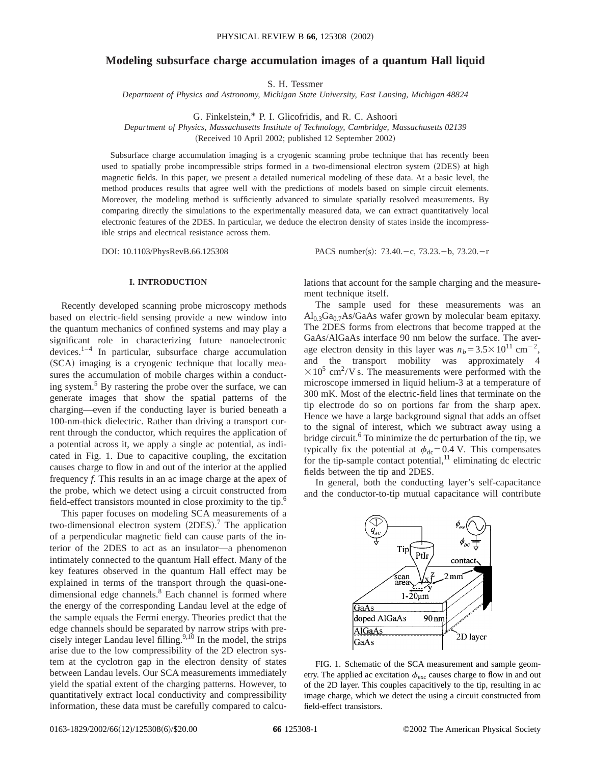# Modeling subsurface charge accumulation images of a quantum Hall liquid

S. H. Tessmer

*Department of Physics and Astronomy, Michigan State University, East Lansing, Michigan 48824*

G. Finkelstein,* P. I. Glicofridis, and R. C. Ashoori

*Department of Physics, Massachusetts Institute of Technology, Cambridge, Massachusetts 02139*

(Received 10 April 2002; published 12 September 2002)

Subsurface charge accumulation imaging is a cryogenic scanning probe technique that has recently been used to spatially probe incompressible strips formed in a two-dimensional electron system (2DES) at high magnetic fields. In this paper, we present a detailed numerical modeling of these data. At a basic level, the method produces results that agree well with the predictions of models based on simple circuit elements. Moreover, the modeling method is sufficiently advanced to simulate spatially resolved measurements. By comparing directly the simulations to the experimentally measured data, we can extract quantitatively local electronic features of the 2DES. In particular, we deduce the electron density of states inside the incompressible strips and electrical resistance across them.

DOI: 10.1103/PhysRevB.66.125308 PACS number(s): 73.40.−c, 73.23.−b, 73.20.−r

## I. INTRODUCTION

Recently developed scanning probe microscopy methods based on electric-field sensing provide a new window into the quantum mechanics of confined systems and may play a significant role in characterizing future nanoelectronic devices.[1–4] In particular, subsurface charge accumulation (SCA) imaging is a cryogenic technique that locally measures the accumulation of mobile charges within a conducting system.[5] By rastering the probe over the surface, we can generate images that show the spatial patterns of the charging—even if the conducting layer is buried beneath a 100-nm-thick dielectric. Rather than driving a transport current through the conductor, which requires the application of a potential across it, we apply a single ac potential, as indicated in Fig. 1. Due to capacitive coupling, the excitation causes charge to flow in and out of the interior at the applied frequency *f*. This results in an ac image charge at the apex of the probe, which we detect using a circuit constructed from field-effect transistors mounted in close proximity to the tip.[6]

This paper focuses on modeling SCA measurements of a two-dimensional electron system (2DES).[7] The application of a perpendicular magnetic field can cause parts of the interior of the 2DES to act as an insulator—a phenomenon intimately connected to the quantum Hall effect. Many of the key features observed in the quantum Hall effect may be explained in terms of the transport through the quasi-one-dimensional edge channels.[8] Each channel is formed where the energy of the corresponding Landau level at the edge of the sample equals the Fermi energy. Theories predict that the edge channels should be separated by narrow strips with precisely integer Landau level filling.[9,10] In the model, the strips arise due to the low compressibility of the 2D electron system at the cyclotron gap in the electron density of states between Landau levels. Our SCA measurements immediately yield the spatial extent of the charging patterns. However, to quantitatively extract local conductivity and compressibility information, these data must be carefully compared to calculations that account for the sample charging and the measurement technique itself.

The sample used for these measurements was an $Al_{0.3}Ga_{0.7}As/GaAs$ wafer grown by molecular beam epitaxy. The 2DES forms from electrons that become trapped at the GaAs/AlGaAs interface 90 nm below the surface. The average electron density in this layer was $n_b = 3.5\times10^{11}$ cm$^{-2}$, and the transport mobility was approximately $4\times10^{5}$ cm$^2$/V s. The measurements were performed with the microscope immersed in liquid helium-3 at a temperature of 300 mK. Most of the electric-field lines that terminate on the tip electrode do so on portions far from the sharp apex. Hence we have a large background signal that adds an offset to the signal of interest, which we subtract away using a bridge circuit.[6] To minimize the dc perturbation of the tip, we typically fix the potential at $\phi_{dc} = 0.4$ V. This compensates for the tip-sample contact potential,[11] eliminating dc electric fields between the tip and 2DES.

In general, both the conducting layer's self-capacitance and the conductor-to-tip mutual capacitance will contribute

FIG. 1. Schematic of the SCA measurement and sample geometry. The applied ac excitation $\phi_{exc}$ causes charge to flow in and out of the 2D layer. This couples capacitively to the tip, resulting in ac image charge, which we detect the using a circuit constructed from field-effect transistors.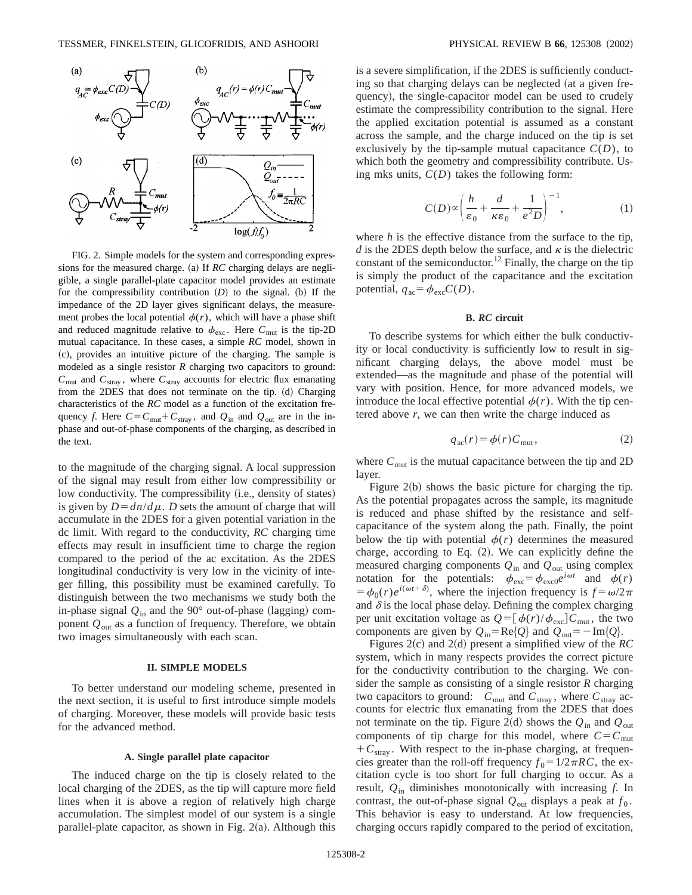FIG. 2. Simple models for the system and corresponding expressions for the measured charge. (a) If *RC* charging delays are negligible, a single parallel-plate capacitor model provides an estimate for the compressibility contribution $(D)$ to the signal. (b) If the impedance of the 2D layer gives significant delays, the measurement probes the local potential $\phi(r)$, which will have a phase shift and reduced magnitude relative to $\phi_{\rm exc}$. Here $C_{\rm mut}$ is the tip-2D mutual capacitance. In these cases, a simple *RC* model, shown in (c), provides an intuitive picture of the charging. The sample is modeled as a single resistor $R$ charging two capacitors to ground: $C_{\rm mut}$ and $C_{\rm stray}$, where $C_{\rm stray}$ accounts for electric flux emanating from the 2DES that does not terminate on the tip. (d) Charging characteristics of the *RC* model as a function of the excitation frequency $f$. Here $C=C_{\rm mut}+C_{\rm stray}$, and $Q_{\rm in}$ and $Q_{\rm out}$ are in the in-phase and out-of-phase components of the charging, as described in the text.

to the magnitude of the charging signal. A local suppression of the signal may result from either low compressibility or low conductivity. The compressibility (i.e., density of states) is given by $D=dn/d\mu$. $D$ sets the amount of charge that will accumulate in the 2DES for a given potential variation in the dc limit. With regard to the conductivity, *RC* charging time effects may result in insufficient time to charge the region compared to the period of the ac excitation. As the 2DES longitudinal conductivity is very low in the vicinity of integer filling, this possibility must be examined carefully. To distinguish between the two mechanisms we study both the in-phase signal $Q_{\rm in}$ and the 90° out-of-phase (lagging) component $Q_{\rm out}$ as a function of frequency. Therefore, we obtain two images simultaneously with each scan.

## II. SIMPLE MODELS

To better understand our modeling scheme, presented in the next section, it is useful to first introduce simple models of charging. Moreover, these models will provide basic tests for the advanced method.

### A. Single parallel plate capacitor

The induced charge on the tip is closely related to the local charging of the 2DES, as the tip will capture more field lines when it is above a region of relatively high charge accumulation. The simplest model of our system is a single parallel-plate capacitor, as shown in Fig. 2(a). Although this is a severe simplification, if the 2DES is sufficiently conducting so that charging delays can be neglected (at a given frequency), the single-capacitor model can be used to crudely estimate the compressibility contribution to the signal. Here the applied excitation potential is assumed as a constant across the sample, and the charge induced on the tip is set exclusively by the tip-sample mutual capacitance $C(D)$, to which both the geometry and compressibility contribute. Using mks units, $C(D)$ takes the following form:

$$C(D)\propto\left(\frac{h}{\varepsilon_0}+\frac{d}{\kappa\varepsilon_0}+\frac{1}{e^2D}\right)^{-1}, \tag{1}$$

where $h$ is the effective distance from the surface to the tip, $d$ is the 2DES depth below the surface, and $\kappa$ is the dielectric constant of the semiconductor.[12] Finally, the charge on the tip is simply the product of the capacitance and the excitation potential, $q_{\rm ac}=\phi_{\rm exc}C(D)$.

### B. *RC* circuit

To describe systems for which either the bulk conductivity or local conductivity is sufficiently low to result in significant charging delays, the above model must be extended—as the magnitude and phase of the potential will vary with position. Hence, for more advanced models, we introduce the local effective potential $\phi(r)$. With the tip centered above $r$, we can then write the charge induced as

$$q_{\rm ac}(r)=\phi(r)C_{\rm mut}, \tag{2}$$

where $C_{\rm mut}$ is the mutual capacitance between the tip and 2D layer.

Figure 2(b) shows the basic picture for charging the tip. As the potential propagates across the sample, its magnitude is reduced and phase shifted by the resistance and self-capacitance of the system along the path. Finally, the point below the tip with potential $\phi(r)$ determines the measured charge, according to Eq. (2). We can explicitly define the measured charging components $Q_{\rm in}$ and $Q_{\rm out}$ using complex notation for the potentials: $\phi_{\rm exc}=\phi_{\rm exc0}e^{i\omega t}$ and $\phi(r)=\phi_0(r)e^{i(\omega t+\delta)}$, where the injection frequency is $f=\omega/2\pi$ and $\delta$ is the local phase delay. Defining the complex charging per unit excitation voltage as $Q=[\phi(r)/\phi_{\rm exc}]C_{\rm mut}$, the two components are given by $Q_{\rm in}={\rm Re}\{Q\}$ and $Q_{\rm out}=-{\rm Im}\{Q\}$.

Figures 2(c) and 2(d) present a simplified view of the *RC* system, which in many respects provides the correct picture for the conductivity contribution to the charging. We consider the sample as consisting of a single resistor $R$ charging two capacitors to ground: $C_{\rm mut}$ and $C_{\rm stray}$, where $C_{\rm stray}$ accounts for electric flux emanating from the 2DES that does not terminate on the tip. Figure 2(d) shows the $Q_{\rm in}$ and $Q_{\rm out}$ components of tip charge for this model, where $C=C_{\rm mut}+C_{\rm stray}$. With respect to the in-phase charging, at frequencies greater than the roll-off frequency $f_0=1/2\pi RC$, the excitation cycle is too short for full charging to occur. As a result, $Q_{\rm in}$ diminishes monotonically with increasing $f$. In contrast, the out-of-phase signal $Q_{\rm out}$ displays a peak at $f_0$. This behavior is easy to understand. At low frequencies, charging occurs rapidly compared to the period of excitation,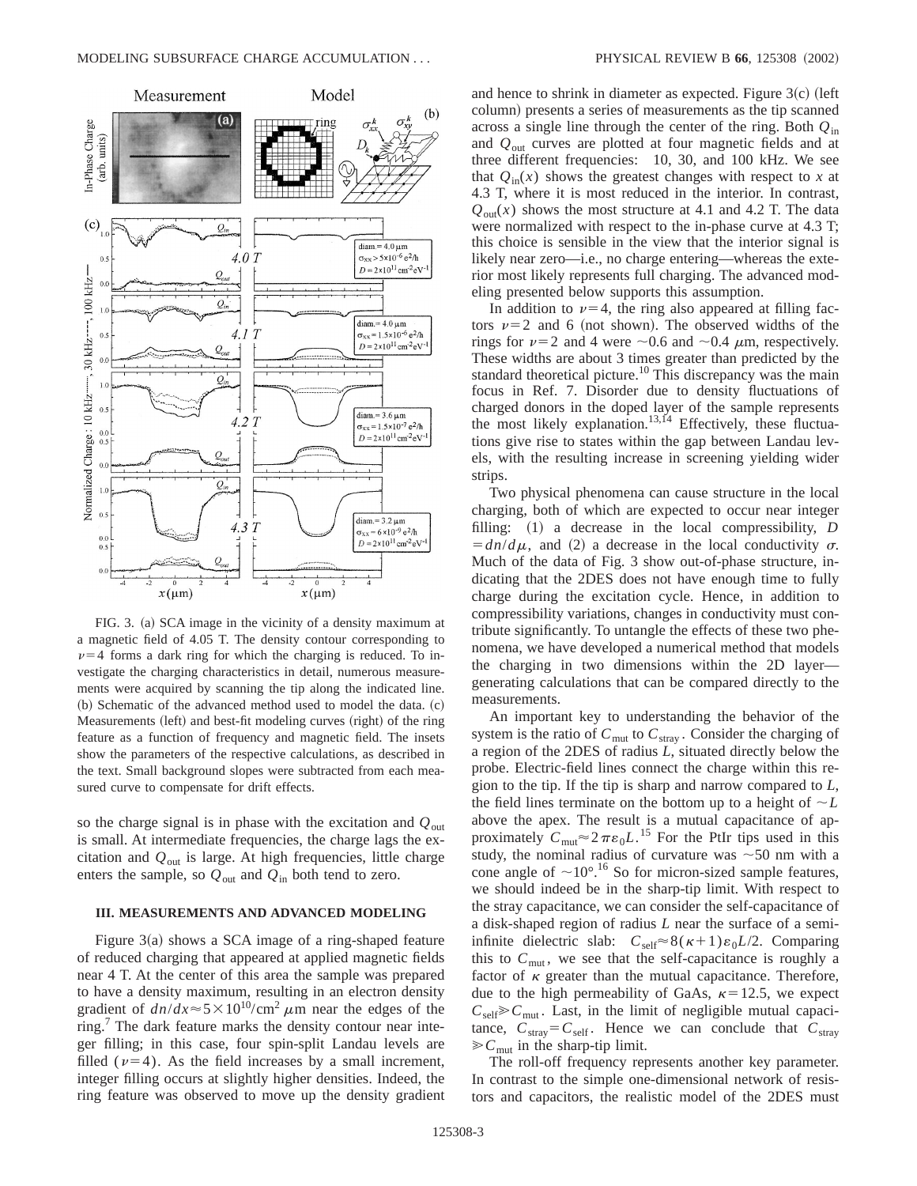FIG. 3. (a) SCA image in the vicinity of a density maximum at a magnetic field of 4.05 T. The density contour corresponding to $\nu=4$ forms a dark ring for which the charging is reduced. To investigate the charging characteristics in detail, numerous measurements were acquired by scanning the tip along the indicated line. (b) Schematic of the advanced method used to model the data. (c) Measurements (left) and best-fit modeling curves (right) of the ring feature as a function of frequency and magnetic field. The insets show the parameters of the respective calculations, as described in the text. Small background slopes were subtracted from each measured curve to compensate for drift effects.

so the charge signal is in phase with the excitation and $Q_{\rm out}$ is small. At intermediate frequencies, the charge lags the excitation and $Q_{\rm out}$ is large. At high frequencies, little charge enters the sample, so $Q_{\rm out}$ and $Q_{\rm in}$ both tend to zero.

## III. MEASUREMENTS AND ADVANCED MODELING

Figure 3(a) shows a SCA image of a ring-shaped feature of reduced charging that appeared at applied magnetic fields near 4 T. At the center of this area the sample was prepared to have a density maximum, resulting in an electron density gradient of $dn/dx \approx 5\times10^{10}/\text{cm}^2\ \mu\text{m}$ near the edges of the ring.[7] The dark feature marks the density contour near integer filling; in this case, four spin-split Landau levels are filled ($\nu=4$). As the field increases by a small increment, integer filling occurs at slightly higher densities. Indeed, the ring feature was observed to move up the density gradient and hence to shrink in diameter as expected. Figure 3(c) (left column) presents a series of measurements as the tip scanned across a single line through the center of the ring. Both $Q_{\rm in}$ and $Q_{\rm out}$ curves are plotted at four magnetic fields and at three different frequencies: 10, 30, and 100 kHz. We see that $Q_{\rm in}(x)$ shows the greatest changes with respect to $x$ at 4.3 T, where it is most reduced in the interior. In contrast, $Q_{\rm out}(x)$ shows the most structure at 4.1 and 4.2 T. The data were normalized with respect to the in-phase curve at 4.3 T; this choice is sensible in the view that the interior signal is likely near zero—i.e., no charge entering—whereas the exterior most likely represents full charging. The advanced modeling presented below supports this assumption.

In addition to $\nu=4$, the ring also appeared at filling factors $\nu=2$ and 6 (not shown). The observed widths of the rings for $\nu=2$ and 4 were $\sim$0.6 and $\sim$0.4 $\mu$m, respectively. These widths are about 3 times greater than predicted by the standard theoretical picture.[10] This discrepancy was the main focus in Ref. 7. Disorder due to density fluctuations of charged donors in the doped layer of the sample represents the most likely explanation.[13,14] Effectively, these fluctuations give rise to states within the gap between Landau levels, with the resulting increase in screening yielding wider strips.

Two physical phenomena can cause structure in the local charging, both of which are expected to occur near integer filling: (1) a decrease in the local compressibility, $D = dn/d\mu$, and (2) a decrease in the local conductivity $\sigma$. Much of the data of Fig. 3 show out-of-phase structure, indicating that the 2DES does not have enough time to fully charge during the excitation cycle. Hence, in addition to compressibility variations, changes in conductivity must contribute significantly. To untangle the effects of these two phenomena, we have developed a numerical method that models the charging in two dimensions within the 2D layer—generating calculations that can be compared directly to the measurements.

An important key to understanding the behavior of the system is the ratio of $C_{\rm mut}$ to $C_{\rm stray}$. Consider the charging of a region of the 2DES of radius $L$, situated directly below the probe. Electric-field lines connect the charge within this region to the tip. If the tip is sharp and narrow compared to $L$, the field lines terminate on the bottom up to a height of $\sim L$ above the apex. The result is a mutual capacitance of approximately $C_{\rm mut} \approx 2\pi\varepsilon_0 L$.[15] For the PtIr tips used in this study, the nominal radius of curvature was $\sim$50 nm with a cone angle of $\sim$10°.[16] So for micron-sized sample features, we should indeed be in the sharp-tip limit. With respect to the stray capacitance, we can consider the self-capacitance of a disk-shaped region of radius $L$ near the surface of a semi-infinite dielectric slab: $C_{\rm self} \approx 8(\kappa+1)\varepsilon_0 L/2$. Comparing this to $C_{\rm mut}$, we see that the self-capacitance is roughly a factor of $\kappa$ greater than the mutual capacitance. Therefore, due to the high permeability of GaAs, $\kappa=12.5$, we expect $C_{\rm self} \gg C_{\rm mut}$. Last, in the limit of negligible mutual capacitance, $C_{\rm stray} = C_{\rm self}$. Hence we can conclude that $C_{\rm stray} \gg C_{\rm mut}$ in the sharp-tip limit.

The roll-off frequency represents another key parameter. In contrast to the simple one-dimensional network of resistors and capacitors, the realistic model of the 2DES must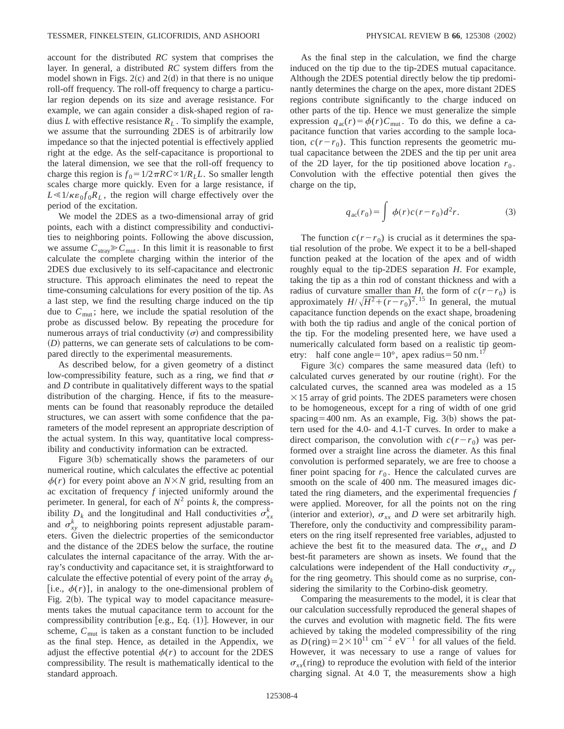account for the distributed *RC* system that comprises the layer. In general, a distributed *RC* system differs from the model shown in Figs. 2(c) and 2(d) in that there is no unique roll-off frequency. The roll-off frequency to charge a particular region depends on its size and average resistance. For example, we can again consider a disk-shaped region of radius $L$ with effective resistance $R_L$. To simplify the example, we assume that the surrounding 2DES is of arbitrarily low impedance so that the injected potential is effectively applied right at the edge. As the self-capacitance is proportional to the lateral dimension, we see that the roll-off frequency to charge this region is $f_0 = 1/2\pi RC \propto 1/R_L L$. So smaller length scales charge more quickly. Even for a large resistance, if $L \ll 1/\kappa \varepsilon_0 f_0 R_L$, the region will charge effectively over the period of the excitation.

We model the 2DES as a two-dimensional array of grid points, each with a distinct compressibility and conductivities to neighboring points. Following the above discussion, we assume $C_{\text{stray}} \gg C_{\text{mut}}$. In this limit it is reasonable to first calculate the complete charging within the interior of the 2DES due exclusively to its self-capacitance and electronic structure. This approach eliminates the need to repeat the time-consuming calculations for every position of the tip. As a last step, we find the resulting charge induced on the tip due to $C_{\text{mut}}$; here, we include the spatial resolution of the probe as discussed below. By repeating the procedure for numerous arrays of trial conductivity ($\sigma$) and compressibility ($D$) patterns, we can generate sets of calculations to be compared directly to the experimental measurements.

As described below, for a given geometry of a distinct low-compressibility feature, such as a ring, we find that $\sigma$ and $D$ contribute in qualitatively different ways to the spatial distribution of the charging. Hence, if fits to the measurements can be found that reasonably reproduce the detailed structures, we can assert with some confidence that the parameters of the model represent an appropriate description of the actual system. In this way, quantitative local compressibility and conductivity information can be extracted.

Figure 3(b) schematically shows the parameters of our numerical routine, which calculates the effective ac potential $\phi(r)$ for every point above an $N \times N$ grid, resulting from an ac excitation of frequency $f$ injected uniformly around the perimeter. In general, for each of $N^2$ points $k$, the compressibility $D_k$ and the longitudinal and Hall conductivities $\sigma_{xx}^k$ and $\sigma_{xy}^k$ to neighboring points represent adjustable parameters. Given the dielectric properties of the semiconductor and the distance of the 2DES below the surface, the routine calculates the internal capacitance of the array. With the array's conductivity and capacitance set, it is straightforward to calculate the effective potential of every point of the array $\phi_k$ [i.e., $\phi(r)$], in analogy to the one-dimensional problem of Fig. 2(b). The typical way to model capacitance measurements takes the mutual capacitance term to account for the compressibility contribution [e.g., Eq. (1)]. However, in our scheme, $C_{\text{mut}}$ is taken as a constant function to be included as the final step. Hence, as detailed in the Appendix, we adjust the effective potential $\phi(r)$ to account for the 2DES compressibility. The result is mathematically identical to the standard approach.

As the final step in the calculation, we find the charge induced on the tip due to the tip-2DES mutual capacitance. Although the 2DES potential directly below the tip predominantly determines the charge on the apex, more distant 2DES regions contribute significantly to the charge induced on other parts of the tip. Hence we must generalize the simple expression $q_{\text{ac}}(r) = \phi(r) C_{\text{mut}}$. To do this, we define a capacitance function that varies according to the sample location, $c(r-r_0)$. This function represents the geometric mutual capacitance between the 2DES and the tip per unit area of the 2D layer, for the tip positioned above location $r_0$. Convolution with the effective potential then gives the charge on the tip,

$$q_{\text{ac}}(r_0) = \int \phi(r) c(r-r_0) d^2 r. \tag{3}$$

The function $c(r-r_0)$ is crucial as it determines the spatial resolution of the probe. We expect it to be a bell-shaped function peaked at the location of the apex and of width roughly equal to the tip-2DES separation $H$. For example, taking the tip as a thin rod of constant thickness and with a radius of curvature smaller than $H$, the form of $c(r-r_0)$ is approximately $H/\sqrt{H^2+(r-r_0)^2}$.[15] In general, the mutual capacitance function depends on the exact shape, broadening with both the tip radius and angle of the conical portion of the tip. For the modeling presented here, we have used a numerically calculated form based on a realistic tip geometry: half cone angle $=10°$, apex radius $=50$ nm.[17]

Figure 3(c) compares the same measured data (left) to calculated curves generated by our routine (right). For the calculated curves, the scanned area was modeled as a $15 \times 15$ array of grid points. The 2DES parameters were chosen to be homogeneous, except for a ring of width of one grid spacing $=400$ nm. As an example, Fig. 3(b) shows the pattern used for the 4.0- and 4.1-T curves. In order to make a direct comparison, the convolution with $c(r-r_0)$ was performed over a straight line across the diameter. As this final convolution is performed separately, we are free to choose a finer point spacing for $r_0$. Hence the calculated curves are smooth on the scale of 400 nm. The measured images dictated the ring diameters, and the experimental frequencies $f$ were applied. Moreover, for all the points not on the ring (interior and exterior), $\sigma_{xx}$ and $D$ were set arbitrarily high. Therefore, only the conductivity and compressibility parameters on the ring itself represented free variables, adjusted to achieve the best fit to the measured data. The $\sigma_{xx}$ and $D$ best-fit parameters are shown as insets. We found that the calculations were independent of the Hall conductivity $\sigma_{xy}$ for the ring geometry. This should come as no surprise, considering the similarity to the Corbino-disk geometry.

Comparing the measurements to the model, it is clear that our calculation successfully reproduced the general shapes of the curves and evolution with magnetic field. The fits were achieved by taking the modeled compressibility of the ring as $D(\text{ring}) = 2 \times 10^{11}$ cm$^{-2}$ eV$^{-1}$ for all values of the field. However, it was necessary to use a range of values for $\sigma_{xx}(\text{ring})$ to reproduce the evolution with field of the interior charging signal. At 4.0 T, the measurements show a high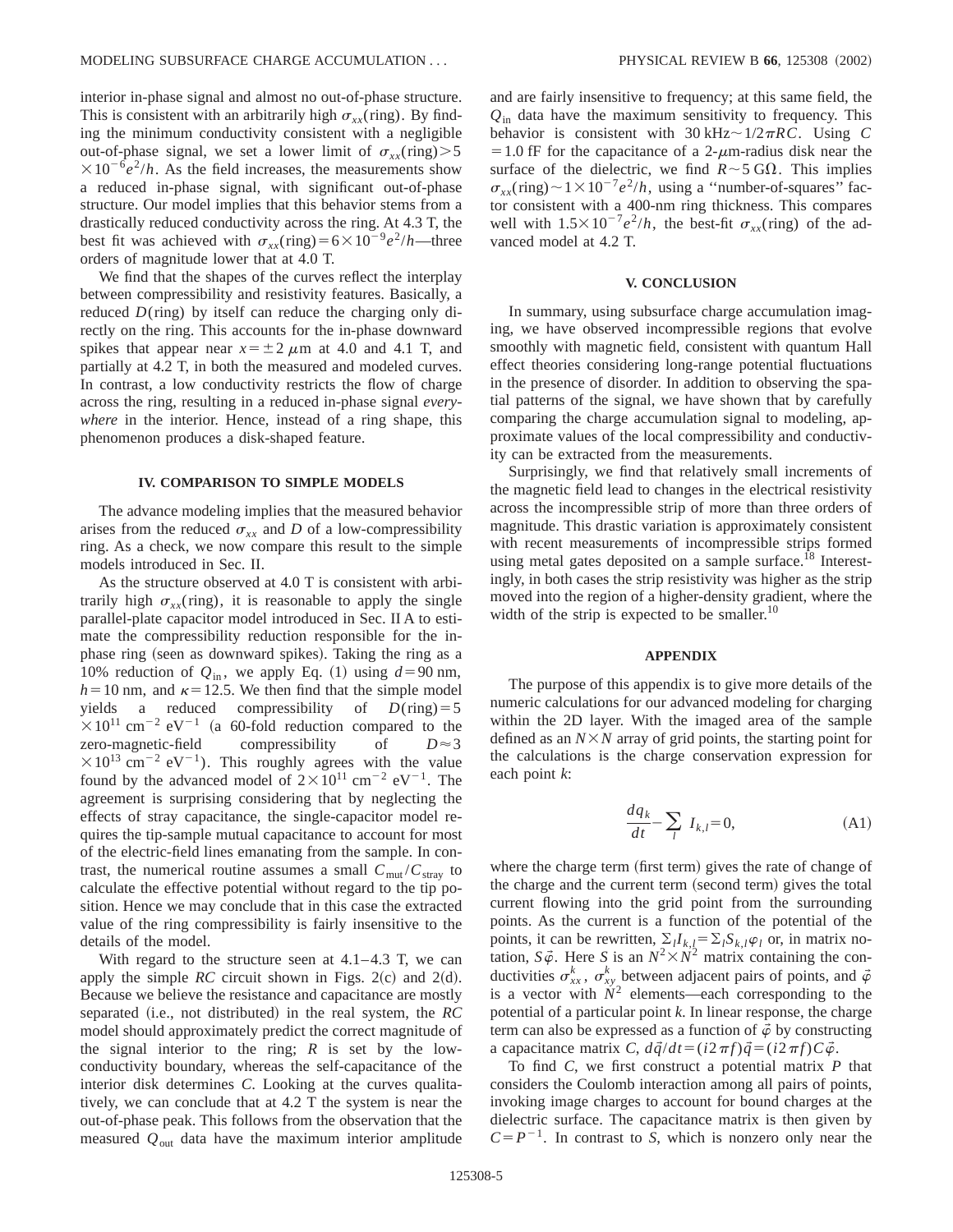interior in-phase signal and almost no out-of-phase structure. This is consistent with an arbitrarily high $\sigma_{xx}(\text{ring})$. By finding the minimum conductivity consistent with a negligible out-of-phase signal, we set a lower limit of $\sigma_{xx}(\text{ring}) > 5 \times 10^{-6} e^2/h$. As the field increases, the measurements show a reduced in-phase signal, with significant out-of-phase structure. Our model implies that this behavior stems from a drastically reduced conductivity across the ring. At 4.3 T, the best fit was achieved with $\sigma_{xx}(\text{ring}) = 6 \times 10^{-9} e^2/h$—three orders of magnitude lower that at 4.0 T.

We find that the shapes of the curves reflect the interplay between compressibility and resistivity features. Basically, a reduced $D(\text{ring})$ by itself can reduce the charging only directly on the ring. This accounts for the in-phase downward spikes that appear near $x = \pm 2\ \mu\text{m}$ at 4.0 and 4.1 T, and partially at 4.2 T, in both the measured and modeled curves. In contrast, a low conductivity restricts the flow of charge across the ring, resulting in a reduced in-phase signal *everywhere* in the interior. Hence, instead of a ring shape, this phenomenon produces a disk-shaped feature.

## IV. COMPARISON TO SIMPLE MODELS

The advance modeling implies that the measured behavior arises from the reduced $\sigma_{xx}$ and $D$ of a low-compressibility ring. As a check, we now compare this result to the simple models introduced in Sec. II.

As the structure observed at 4.0 T is consistent with arbitrarily high $\sigma_{xx}(\text{ring})$, it is reasonable to apply the single parallel-plate capacitor model introduced in Sec. II A to estimate the compressibility reduction responsible for the in-phase ring (seen as downward spikes). Taking the ring as a 10% reduction of $Q_{\text{in}}$, we apply Eq. (1) using $d = 90$ nm, $h = 10$ nm, and $\kappa = 12.5$. We then find that the simple model yields a reduced compressibility of $D(\text{ring}) = 5 \times 10^{11}\ \text{cm}^{-2}\ \text{eV}^{-1}$ (a 60-fold reduction compared to the zero-magnetic-field compressibility of $D \approx 3 \times 10^{13}\ \text{cm}^{-2}\ \text{eV}^{-1}$). This roughly agrees with the value found by the advanced model of $2 \times 10^{11}\ \text{cm}^{-2}\ \text{eV}^{-1}$. The agreement is surprising considering that by neglecting the effects of stray capacitance, the single-capacitor model requires the tip-sample mutual capacitance to account for most of the electric-field lines emanating from the sample. In contrast, the numerical routine assumes a small $C_{\text{mut}}/C_{\text{stray}}$ to calculate the effective potential without regard to the tip position. Hence we may conclude that in this case the extracted value of the ring compressibility is fairly insensitive to the details of the model.

With regard to the structure seen at 4.1–4.3 T, we can apply the simple $RC$ circuit shown in Figs. 2(c) and 2(d). Because we believe the resistance and capacitance are mostly separated (i.e., not distributed) in the real system, the $RC$ model should approximately predict the correct magnitude of the signal interior to the ring; $R$ is set by the low-conductivity boundary, whereas the self-capacitance of the interior disk determines $C$. Looking at the curves qualitatively, we can conclude that at 4.2 T the system is near the out-of-phase peak. This follows from the observation that the measured $Q_{\text{out}}$ data have the maximum interior amplitude and are fairly insensitive to frequency; at this same field, the $Q_{\text{in}}$ data have the maximum sensitivity to frequency. This behavior is consistent with $30\ \text{kHz} \sim 1/2\pi RC$. Using $C = 1.0$ fF for the capacitance of a 2-$\mu$m-radius disk near the surface of the dielectric, we find $R \sim 5\ \text{G}\Omega$. This implies $\sigma_{xx}(\text{ring}) \sim 1 \times 10^{-7} e^2/h$, using a "number-of-squares" factor consistent with a 400-nm ring thickness. This compares well with $1.5 \times 10^{-7} e^2/h$, the best-fit $\sigma_{xx}(\text{ring})$ of the advanced model at 4.2 T.

## V. CONCLUSION

In summary, using subsurface charge accumulation imaging, we have observed incompressible regions that evolve smoothly with magnetic field, consistent with quantum Hall effect theories considering long-range potential fluctuations in the presence of disorder. In addition to observing the spatial patterns of the signal, we have shown that by carefully comparing the charge accumulation signal to modeling, approximate values of the local compressibility and conductivity can be extracted from the measurements.

Surprisingly, we find that relatively small increments of the magnetic field lead to changes in the electrical resistivity across the incompressible strip of more than three orders of magnitude. This drastic variation is approximately consistent with recent measurements of incompressible strips formed using metal gates deposited on a sample surface.[18] Interestingly, in both cases the strip resistivity was higher as the strip moved into the region of a higher-density gradient, where the width of the strip is expected to be smaller.[10]

## APPENDIX

The purpose of this appendix is to give more details of the numeric calculations for our advanced modeling for charging within the 2D layer. With the imaged area of the sample defined as an $N \times N$ array of grid points, the starting point for the calculations is the charge conservation expression for each point $k$:

$$\frac{dq_k}{dt} - \sum_l I_{k,l} = 0, \tag{A1}$$

where the charge term (first term) gives the rate of change of the charge and the current term (second term) gives the total current flowing into the grid point from the surrounding points. As the current is a function of the potential of the points, it can be rewritten, $\sum_l I_{k,l} = \sum_l S_{k,l} \varphi_l$ or, in matrix notation, $S\vec{\varphi}$. Here $S$ is an $N^2 \times N^2$ matrix containing the conductivities $\sigma_{xx}^k$, $\sigma_{xy}^k$ between adjacent pairs of points, and $\vec{\varphi}$ is a vector with $N^2$ elements—each corresponding to the potential of a particular point $k$. In linear response, the charge term can also be expressed as a function of $\vec{\varphi}$ by constructing a capacitance matrix $C$, $d\vec{q}/dt = (i2\pi f)\vec{q} = (i2\pi f)C\vec{\varphi}$.

To find $C$, we first construct a potential matrix $P$ that considers the Coulomb interaction among all pairs of points, invoking image charges to account for bound charges at the dielectric surface. The capacitance matrix is then given by $C = P^{-1}$. In contrast to $S$, which is nonzero only near the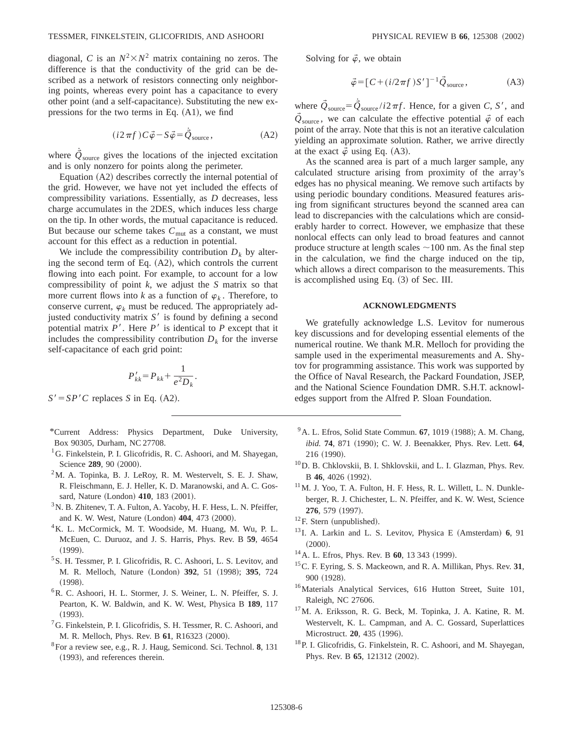diagonal, $C$ is an $N^2 \times N^2$ matrix containing no zeros. The difference is that the conductivity of the grid can be described as a network of resistors connecting only neighboring points, whereas every point has a capacitance to every other point (and a self-capacitance). Substituting the new expressions for the two terms in Eq. (A1), we find

$$(i2\pi f)C\vec{\varphi} - S\vec{\varphi} = \dot{\vec{Q}}_{\text{source}}, \tag{A2}$$

where $\dot{\vec{Q}}_{\text{source}}$ gives the locations of the injected excitation and is only nonzero for points along the perimeter.

Equation (A2) describes correctly the internal potential of the grid. However, we have not yet included the effects of compressibility variations. Essentially, as $D$ decreases, less charge accumulates in the 2DES, which induces less charge on the tip. In other words, the mutual capacitance is reduced. But because our scheme takes $C_{\text{mut}}$ as a constant, we must account for this effect as a reduction in potential.

We include the compressibility contribution $D_k$ by altering the second term of Eq. (A2), which controls the current flowing into each point. For example, to account for a low compressibility of point $k$, we adjust the $S$ matrix so that more current flows into $k$ as a function of $\varphi_k$. Therefore, to conserve current, $\varphi_k$ must be reduced. The appropriately adjusted conductivity matrix $S'$ is found by defining a second potential matrix $P'$. Here $P'$ is identical to $P$ except that it includes the compressibility contribution $D_k$ for the inverse self-capacitance of each grid point:

$$P'_{kk} = P_{kk} + \frac{1}{e^2 D_k}.$$

$S' = SP'C$ replaces $S$ in Eq. (A2).

Solving for $\vec{\varphi}$, we obtain

$$\vec{\varphi} = [C + (i/2\pi f)S']^{-1}\vec{Q}_{\text{source}}, \tag{A3}$$

where $\vec{Q}_{\text{source}} = \dot{\vec{Q}}_{\text{source}}/i2\pi f$. Hence, for a given $C$, $S'$, and $\vec{Q}_{\text{source}}$, we can calculate the effective potential $\vec{\varphi}$ of each point of the array. Note that this is not an iterative calculation yielding an approximate solution. Rather, we arrive directly at the exact $\vec{\varphi}$ using Eq. (A3).

As the scanned area is part of a much larger sample, any calculated structure arising from proximity of the array's edges has no physical meaning. We remove such artifacts by using periodic boundary conditions. Measured features arising from significant structures beyond the scanned area can lead to discrepancies with the calculations which are considerably harder to correct. However, we emphasize that these nonlocal effects can only lead to broad features and cannot produce structure at length scales ~100 nm. As the final step in the calculation, we find the charge induced on the tip, which allows a direct comparison to the measurements. This is accomplished using Eq. (3) of Sec. III.

## ACKNOWLEDGMENTS

We gratefully acknowledge L.S. Levitov for numerous key discussions and for developing essential elements of the numerical routine. We thank M.R. Melloch for providing the sample used in the experimental measurements and A. Shytov for programming assistance. This work was supported by the Office of Naval Research, the Packard Foundation, JSEP, and the National Science Foundation DMR. S.H.T. acknowledges support from the Alfred P. Sloan Foundation.

---

*Current Address: Physics Department, Duke University, Box 90305, Durham, NC 27708.

[1] G. Finkelstein, P. I. Glicofridis, R. C. Ashoori, and M. Shayegan, Science **289**, 90 (2000).

[2] M. A. Topinka, B. J. LeRoy, R. M. Westervelt, S. E. J. Shaw, R. Fleischmann, E. J. Heller, K. D. Maranowski, and A. C. Gossard, Nature (London) **410**, 183 (2001).

[3] N. B. Zhitenev, T. A. Fulton, A. Yacoby, H. F. Hess, L. N. Pfeiffer, and K. W. West, Nature (London) **404**, 473 (2000).

[4] K. L. McCormick, M. T. Woodside, M. Huang, M. Wu, P. L. McEuen, C. Duruoz, and J. S. Harris, Phys. Rev. B **59**, 4654 (1999).

[5] S. H. Tessmer, P. I. Glicofridis, R. C. Ashoori, L. S. Levitov, and M. R. Melloch, Nature (London) **392**, 51 (1998); **395**, 724 (1998).

[6] R. C. Ashoori, H. L. Stormer, J. S. Weiner, L. N. Pfeiffer, S. J. Pearton, K. W. Baldwin, and K. W. West, Physica B **189**, 117 (1993).

[7] G. Finkelstein, P. I. Glicofridis, S. H. Tessmer, R. C. Ashoori, and M. R. Melloch, Phys. Rev. B **61**, R16323 (2000).

[8] For a review see, e.g., R. J. Haug, Semicond. Sci. Technol. **8**, 131 (1993), and references therein.

[9] A. L. Efros, Solid State Commun. **67**, 1019 (1988); A. M. Chang, *ibid.* **74**, 871 (1990); C. W. J. Beenakker, Phys. Rev. Lett. **64**, 216 (1990).

[10] D. B. Chklovskii, B. I. Shklovskii, and L. I. Glazman, Phys. Rev. B **46**, 4026 (1992).

[11] M. J. Yoo, T. A. Fulton, H. F. Hess, R. L. Willett, L. N. Dunkleberger, R. J. Chichester, L. N. Pfeiffer, and K. W. West, Science **276**, 579 (1997).

[12] F. Stern (unpublished).

[13] I. A. Larkin and L. S. Levitov, Physica E (Amsterdam) **6**, 91 (2000).

[14] A. L. Efros, Phys. Rev. B **60**, 13 343 (1999).

[15] C. F. Eyring, S. S. Mackeown, and R. A. Millikan, Phys. Rev. **31**, 900 (1928).

[16] Materials Analytical Services, 616 Hutton Street, Suite 101, Raleigh, NC 27606.

[17] M. A. Eriksson, R. G. Beck, M. Topinka, J. A. Katine, R. M. Westervelt, K. L. Campman, and A. C. Gossard, Superlattices Microstruct. **20**, 435 (1996).

[18] P. I. Glicofridis, G. Finkelstein, R. C. Ashoori, and M. Shayegan, Phys. Rev. B **65**, 121312 (2002).